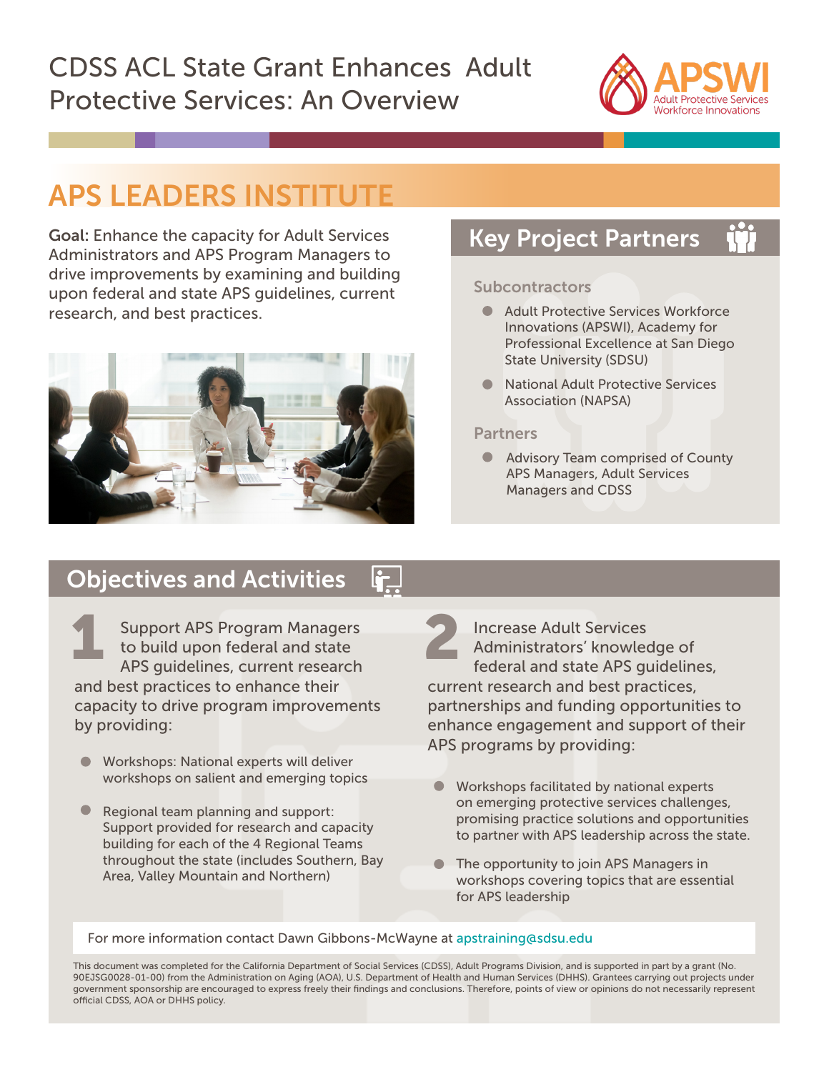# CDSS ACL State Grant Enhances Adult Protective Services: An Overview

APSWI
Adult Protective Services Workforce Innovations

## APS LEADERS INSTITUTE

**Goal:** Enhance the capacity for Adult Services Administrators and APS Program Managers to drive improvements by examining and building upon federal and state APS guidelines, current research, and best practices.

## Key Project Partners

### Subcontractors

- Adult Protective Services Workforce Innovations (APSWI), Academy for Professional Excellence at San Diego State University (SDSU)
- National Adult Protective Services Association (NAPSA)

### Partners

- Advisory Team comprised of County APS Managers, Adult Services Managers and CDSS

## Objectives and Activities

**1** Support APS Program Managers to build upon federal and state APS guidelines, current research and best practices to enhance their capacity to drive program improvements by providing:

- Workshops: National experts will deliver workshops on salient and emerging topics
- Regional team planning and support: Support provided for research and capacity building for each of the 4 Regional Teams throughout the state (includes Southern, Bay Area, Valley Mountain and Northern)

**2** Increase Adult Services Administrators' knowledge of federal and state APS guidelines, current research and best practices, partnerships and funding opportunities to enhance engagement and support of their APS programs by providing:

- Workshops facilitated by national experts on emerging protective services challenges, promising practice solutions and opportunities to partner with APS leadership across the state.
- The opportunity to join APS Managers in workshops covering topics that are essential for APS leadership

For more information contact Dawn Gibbons-McWayne at apstraining@sdsu.edu

This document was completed for the California Department of Social Services (CDSS), Adult Programs Division, and is supported in part by a grant (No. 90EJSG0028-01-00) from the Administration on Aging (AOA), U.S. Department of Health and Human Services (DHHS). Grantees carrying out projects under government sponsorship are encouraged to express freely their findings and conclusions. Therefore, points of view or opinions do not necessarily represent official CDSS, AOA or DHHS policy.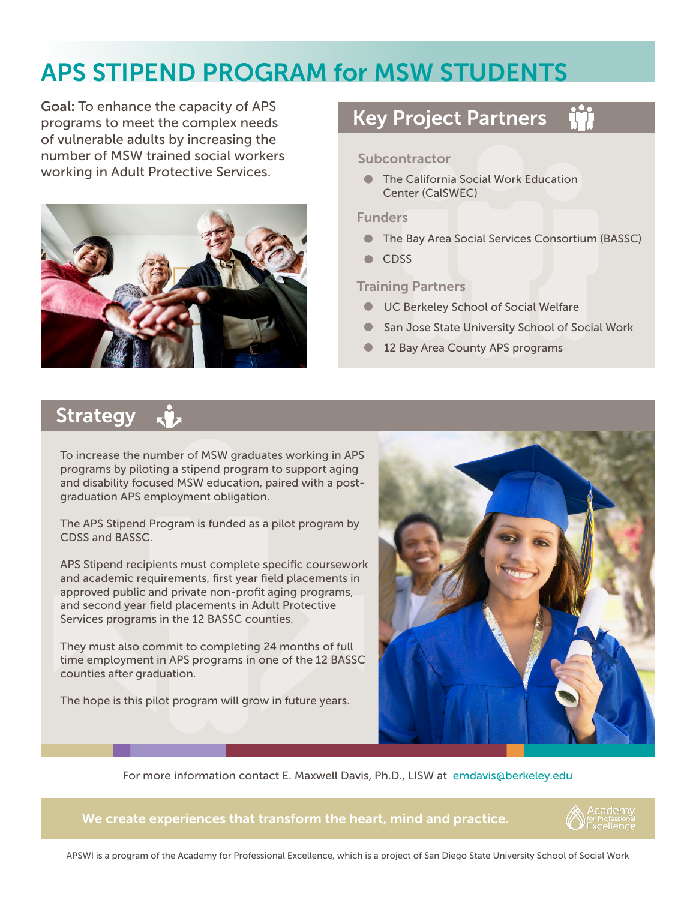# APS STIPEND PROGRAM for MSW STUDENTS

**Goal:** To enhance the capacity of APS programs to meet the complex needs of vulnerable adults by increasing the number of MSW trained social workers working in Adult Protective Services.

## Key Project Partners

### Subcontractor

- The California Social Work Education Center (CalSWEC)

### Funders

- The Bay Area Social Services Consortium (BASSC)
- CDSS

### Training Partners

- UC Berkeley School of Social Welfare
- San Jose State University School of Social Work
- 12 Bay Area County APS programs

## Strategy

To increase the number of MSW graduates working in APS programs by piloting a stipend program to support aging and disability focused MSW education, paired with a post-graduation APS employment obligation.

The APS Stipend Program is funded as a pilot program by CDSS and BASSC.

APS Stipend recipients must complete specific coursework and academic requirements, first year field placements in approved public and private non-profit aging programs, and second year field placements in Adult Protective Services programs in the 12 BASSC counties.

They must also commit to completing 24 months of full time employment in APS programs in one of the 12 BASSC counties after graduation.

The hope is this pilot program will grow in future years.

For more information contact E. Maxwell Davis, Ph.D., LISW at emdavis@berkeley.edu

**We create experiences that transform the heart, mind and practice.**

Academy for Professional Excellence

APSWI is a program of the Academy for Professional Excellence, which is a project of San Diego State University School of Social Work